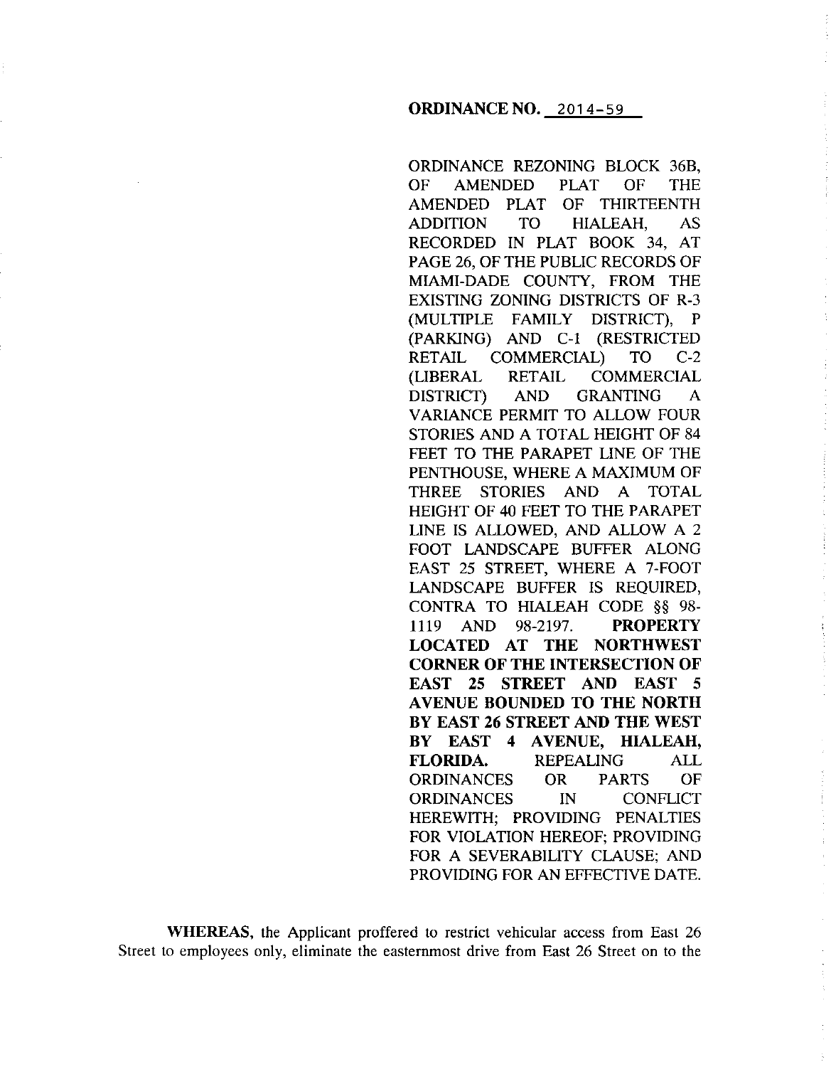**ORDINANCE NO. 2014-59**

ORDINANCE REZONING BLOCK 36B, OF AMENDED PLAT OF THE AMENDED PLAT OF THIRTEENTH ADDITION TO HIALEAH, AS RECORDED IN PLAT BOOK 34, AT PAGE 26, OF THE PUBLIC RECORDS OF MIAMI-DADE COUNTY, FROM THE EXISTING ZONING DISTRICTS OF R-3 (MULTIPLE FAMILY DISTRICT), P (PARKING) AND C-1 (RESTRICTED RETAIL COMMERCIAL) TO C-2 (LIBERAL RETAIL COMMERCIAL DISTRICT) AND GRANTING A VARIANCE PERMIT TO ALLOW FOUR STORIES AND A TOTAL HEIGHT OF 84 FEET TO THE PARAPET LINE OF THE PENTHOUSE, WHERE A MAXIMUM OF THREE STORIES AND A TOTAL HEIGHT OF 40 FEET TO THE PARAPET LINE IS ALLOWED, AND ALLOW A 2 FOOT LANDSCAPE BUFFER ALONG EAST 25 STREET, WHERE A 7-FOOT LANDSCAPE BUFFER IS REQUIRED, CONTRA TO HIALEAH CODE §§ 98-1119 AND 98-2197. **PROPERTY LOCATED AT THE NORTHWEST CORNER OF THE INTERSECTION OF EAST 25 STREET AND EAST 5 AVENUE BOUNDED TO THE NORTH BY EAST 26 STREET AND THE WEST BY EAST 4 AVENUE, HIALEAH, FLORIDA.** REPEALING ALL ORDINANCES OR PARTS OF ORDINANCES IN CONFLICT HEREWITH; PROVIDING PENALTIES FOR VIOLATION HEREOF; PROVIDING FOR A SEVERABILITY CLAUSE; AND PROVIDING FOR AN EFFECTIVE DATE.

**WHEREAS,** the Applicant proffered to restrict vehicular access from East 26 Street to employees only, eliminate the easternmost drive from East 26 Street on to the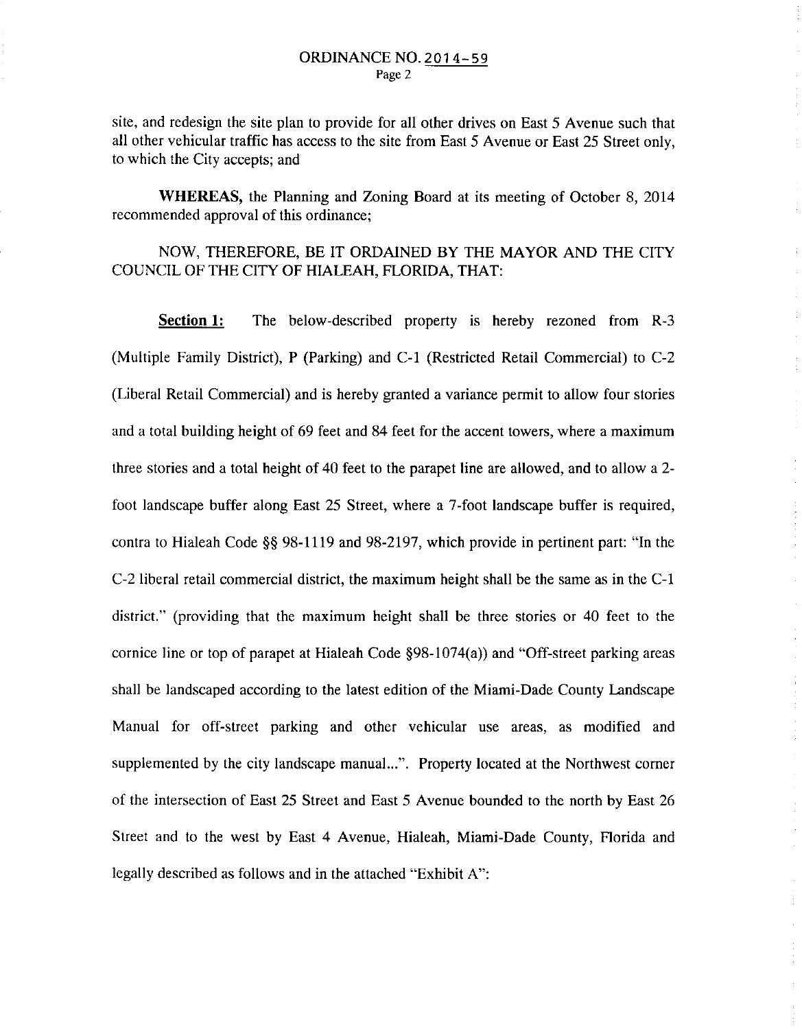site, and redesign the site plan to provide for all other drives on East 5 Avenue such that all other vehicular traffic has access to the site from East 5 Avenue or East 25 Street only, to which the City accepts; and

**WHEREAS,** the Planning and Zoning Board at its meeting of October 8, 2014 recommended approval of this ordinance;

NOW, THEREFORE, BE IT ORDAINED BY THE MAYOR AND THE CITY COUNCIL OF THE CITY OF HIALEAH, FLORIDA, THAT:

**Section 1:** The below-described property is hereby rezoned from R-3 (Multiple Family District), P (Parking) and C-1 (Restricted Retail Commercial) to C-2 (Liberal Retail Commercial) and is hereby granted a variance permit to allow four stories and a total building height of 69 feet and 84 feet for the accent towers, where a maximum three stories and a total height of 40 feet to the parapet line are allowed, and to allow a 2-foot landscape buffer along East 25 Street, where a 7-foot landscape buffer is required, contra to Hialeah Code §§ 98-1119 and 98-2197, which provide in pertinent part: "In the C-2 liberal retail commercial district, the maximum height shall be the same as in the C-1 district." (providing that the maximum height shall be three stories or 40 feet to the cornice line or top of parapet at Hialeah Code §98-1074(a)) and "Off-street parking areas shall be landscaped according to the latest edition of the Miami-Dade County Landscape Manual for off-street parking and other vehicular use areas, as modified and supplemented by the city landscape manual...". Property located at the Northwest corner of the intersection of East 25 Street and East 5 Avenue bounded to the north by East 26 Street and to the west by East 4 Avenue, Hialeah, Miami-Dade County, Florida and legally described as follows and in the attached "Exhibit A":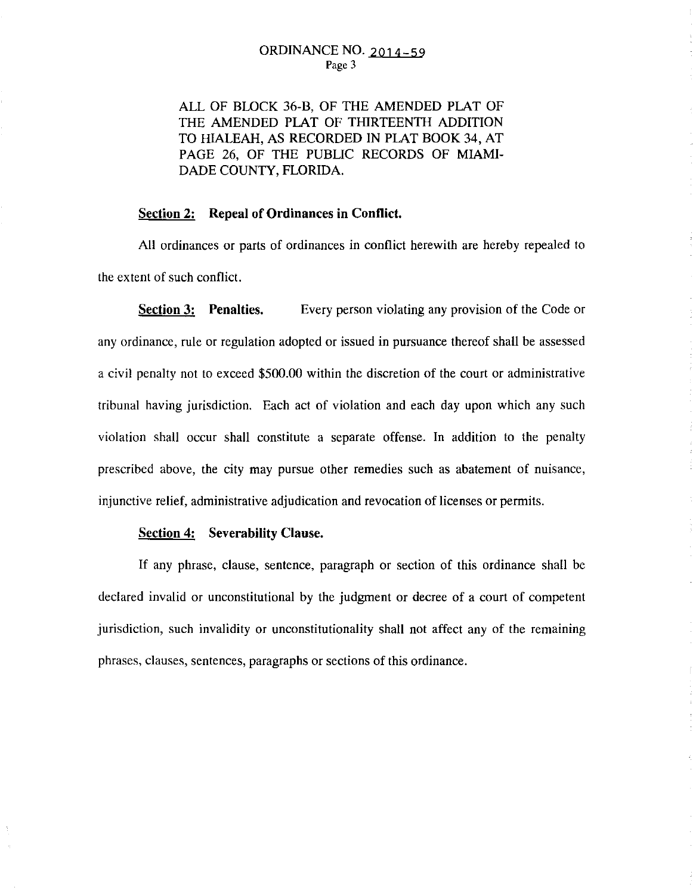ALL OF BLOCK 36-B, OF THE AMENDED PLAT OF THE AMENDED PLAT OF THIRTEENTH ADDITION TO HIALEAH, AS RECORDED IN PLAT BOOK 34, AT PAGE 26, OF THE PUBLIC RECORDS OF MIAMI-DADE COUNTY, FLORIDA.

**Section 2: Repeal of Ordinances in Conflict.**

All ordinances or parts of ordinances in conflict herewith are hereby repealed to the extent of such conflict.

**Section 3: Penalties.** Every person violating any provision of the Code or any ordinance, rule or regulation adopted or issued in pursuance thereof shall be assessed a civil penalty not to exceed $500.00 within the discretion of the court or administrative tribunal having jurisdiction. Each act of violation and each day upon which any such violation shall occur shall constitute a separate offense. In addition to the penalty prescribed above, the city may pursue other remedies such as abatement of nuisance, injunctive relief, administrative adjudication and revocation of licenses or permits.

**Section 4: Severability Clause.**

If any phrase, clause, sentence, paragraph or section of this ordinance shall be declared invalid or unconstitutional by the judgment or decree of a court of competent jurisdiction, such invalidity or unconstitutionality shall not affect any of the remaining phrases, clauses, sentences, paragraphs or sections of this ordinance.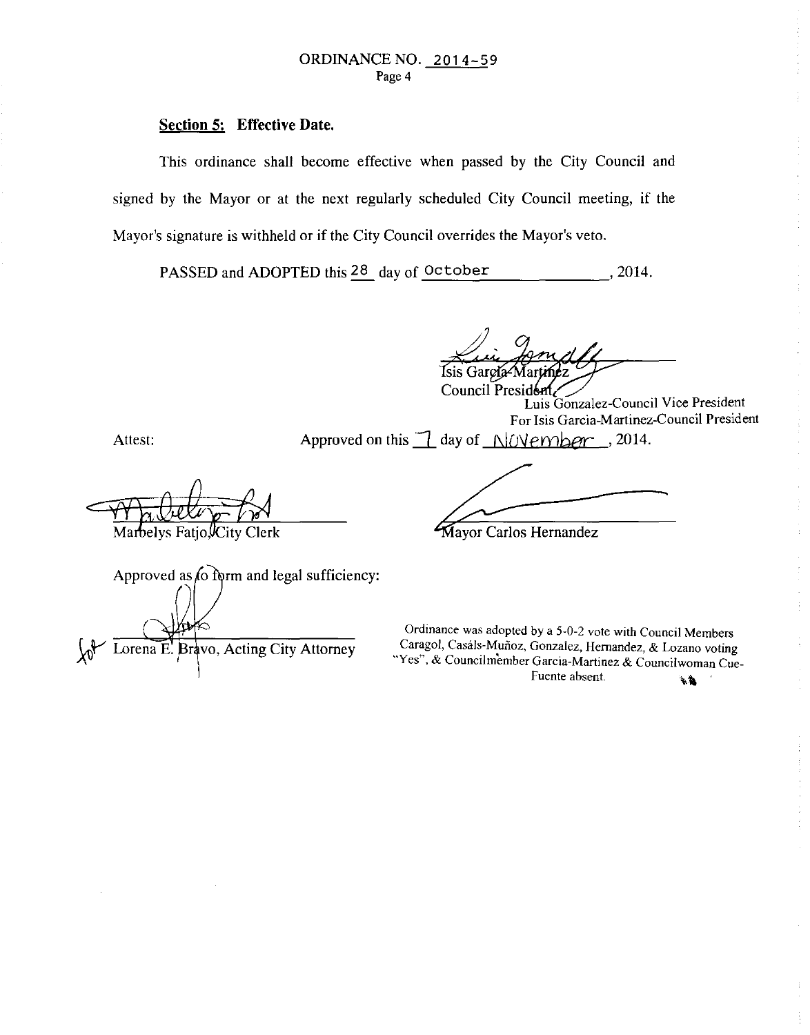ORDINANCE NO. 2014-59

Page 4

**Section 5: Effective Date.**

This ordinance shall become effective when passed by the City Council and signed by the Mayor or at the next regularly scheduled City Council meeting, if the Mayor's signature is withheld or if the City Council overrides the Mayor's veto.

PASSED and ADOPTED this 28 day of October, 2014.

Isis Garcia-Martinez
Council President
Luis Gonzalez-Council Vice President
For Isis Garcia-Martinez-Council President

Attest:

Approved on this 7 day of November, 2014.

Marbelys Fatjo, City Clerk

Mayor Carlos Hernandez

Approved as to form and legal sufficiency:

for Lorena E. Bravo, Acting City Attorney

Ordinance was adopted by a 5-0-2 vote with Council Members Caragol, Casáls-Muñoz, Gonzalez, Hernandez, & Lozano voting "Yes", & Councilmember Garcia-Martinez & Councilwoman Cue-Fuente absent.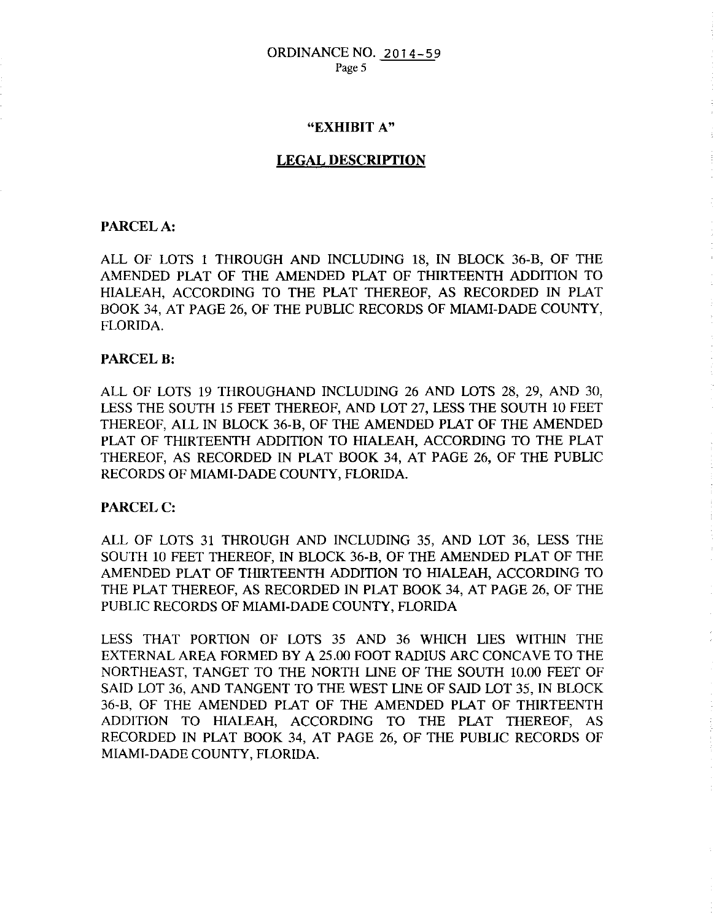## "EXHIBIT A"

## LEGAL DESCRIPTION

**PARCEL A:**

ALL OF LOTS 1 THROUGH AND INCLUDING 18, IN BLOCK 36-B, OF THE AMENDED PLAT OF THE AMENDED PLAT OF THIRTEENTH ADDITION TO HIALEAH, ACCORDING TO THE PLAT THEREOF, AS RECORDED IN PLAT BOOK 34, AT PAGE 26, OF THE PUBLIC RECORDS OF MIAMI-DADE COUNTY, FLORIDA.

**PARCEL B:**

ALL OF LOTS 19 THROUGHAND INCLUDING 26 AND LOTS 28, 29, AND 30, LESS THE SOUTH 15 FEET THEREOF, AND LOT 27, LESS THE SOUTH 10 FEET THEREOF, ALL IN BLOCK 36-B, OF THE AMENDED PLAT OF THE AMENDED PLAT OF THIRTEENTH ADDITION TO HIALEAH, ACCORDING TO THE PLAT THEREOF, AS RECORDED IN PLAT BOOK 34, AT PAGE 26, OF THE PUBLIC RECORDS OF MIAMI-DADE COUNTY, FLORIDA.

**PARCEL C:**

ALL OF LOTS 31 THROUGH AND INCLUDING 35, AND LOT 36, LESS THE SOUTH 10 FEET THEREOF, IN BLOCK 36-B, OF THE AMENDED PLAT OF THE AMENDED PLAT OF THIRTEENTH ADDITION TO HIALEAH, ACCORDING TO THE PLAT THEREOF, AS RECORDED IN PLAT BOOK 34, AT PAGE 26, OF THE PUBLIC RECORDS OF MIAMI-DADE COUNTY, FLORIDA

LESS THAT PORTION OF LOTS 35 AND 36 WHICH LIES WITHIN THE EXTERNAL AREA FORMED BY A 25.00 FOOT RADIUS ARC CONCAVE TO THE NORTHEAST, TANGET TO THE NORTH LINE OF THE SOUTH 10.00 FEET OF SAID LOT 36, AND TANGENT TO THE WEST LINE OF SAID LOT 35, IN BLOCK 36-B, OF THE AMENDED PLAT OF THE AMENDED PLAT OF THIRTEENTH ADDITION TO HIALEAH, ACCORDING TO THE PLAT THEREOF, AS RECORDED IN PLAT BOOK 34, AT PAGE 26, OF THE PUBLIC RECORDS OF MIAMI-DADE COUNTY, FLORIDA.